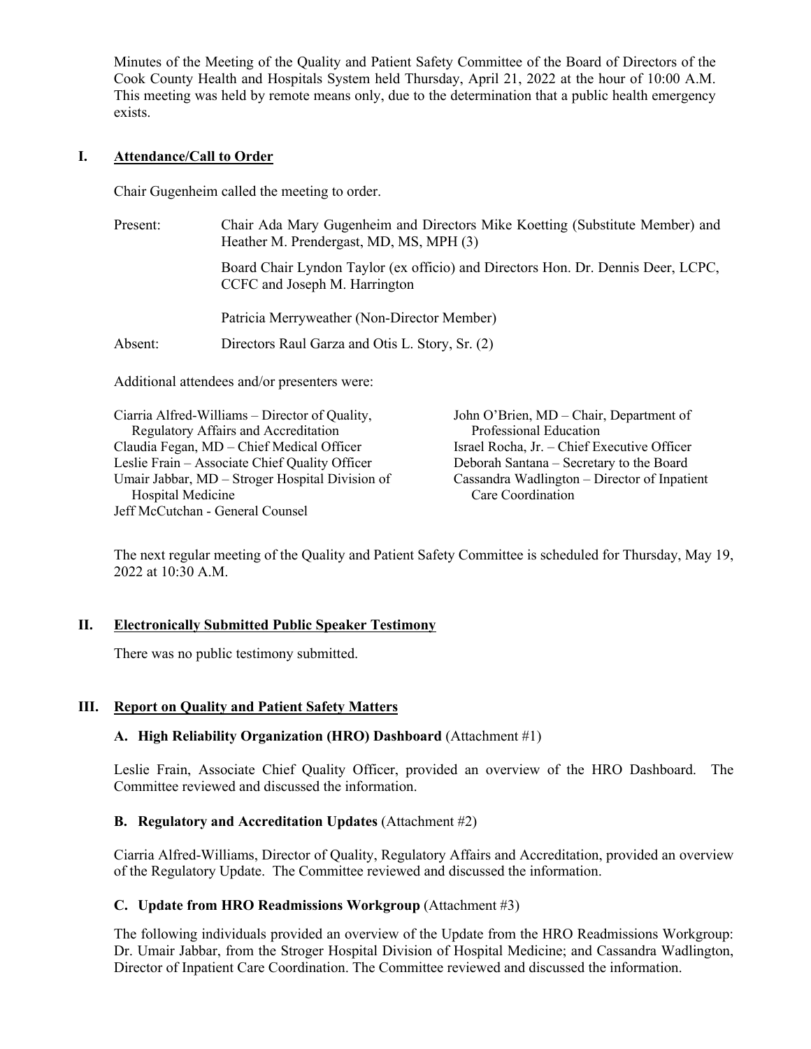Minutes of the Meeting of the Quality and Patient Safety Committee of the Board of Directors of the Cook County Health and Hospitals System held Thursday, April 21, 2022 at the hour of 10:00 A.M. This meeting was held by remote means only, due to the determination that a public health emergency exists.

## I. Attendance/Call to Order

Chair Gugenheim called the meeting to order.

Present: Chair Ada Mary Gugenheim and Directors Mike Koetting (Substitute Member) and Heather M. Prendergast, MD, MS, MPH (3)

Board Chair Lyndon Taylor (ex officio) and Directors Hon. Dr. Dennis Deer, LCPC, CCFC and Joseph M. Harrington

Patricia Merryweather (Non-Director Member)

Absent: Directors Raul Garza and Otis L. Story, Sr. (2)

Additional attendees and/or presenters were:

Ciarria Alfred-Williams – Director of Quality, Regulatory Affairs and Accreditation
Claudia Fegan, MD – Chief Medical Officer
Leslie Frain – Associate Chief Quality Officer
Umair Jabbar, MD – Stroger Hospital Division of Hospital Medicine
Jeff McCutchan - General Counsel
John O'Brien, MD – Chair, Department of Professional Education
Israel Rocha, Jr. – Chief Executive Officer
Deborah Santana – Secretary to the Board
Cassandra Wadlington – Director of Inpatient Care Coordination

The next regular meeting of the Quality and Patient Safety Committee is scheduled for Thursday, May 19, 2022 at 10:30 A.M.

## II. Electronically Submitted Public Speaker Testimony

There was no public testimony submitted.

## III. Report on Quality and Patient Safety Matters

### A. High Reliability Organization (HRO) Dashboard (Attachment #1)

Leslie Frain, Associate Chief Quality Officer, provided an overview of the HRO Dashboard. The Committee reviewed and discussed the information.

### B. Regulatory and Accreditation Updates (Attachment #2)

Ciarria Alfred-Williams, Director of Quality, Regulatory Affairs and Accreditation, provided an overview of the Regulatory Update. The Committee reviewed and discussed the information.

### C. Update from HRO Readmissions Workgroup (Attachment #3)

The following individuals provided an overview of the Update from the HRO Readmissions Workgroup: Dr. Umair Jabbar, from the Stroger Hospital Division of Hospital Medicine; and Cassandra Wadlington, Director of Inpatient Care Coordination. The Committee reviewed and discussed the information.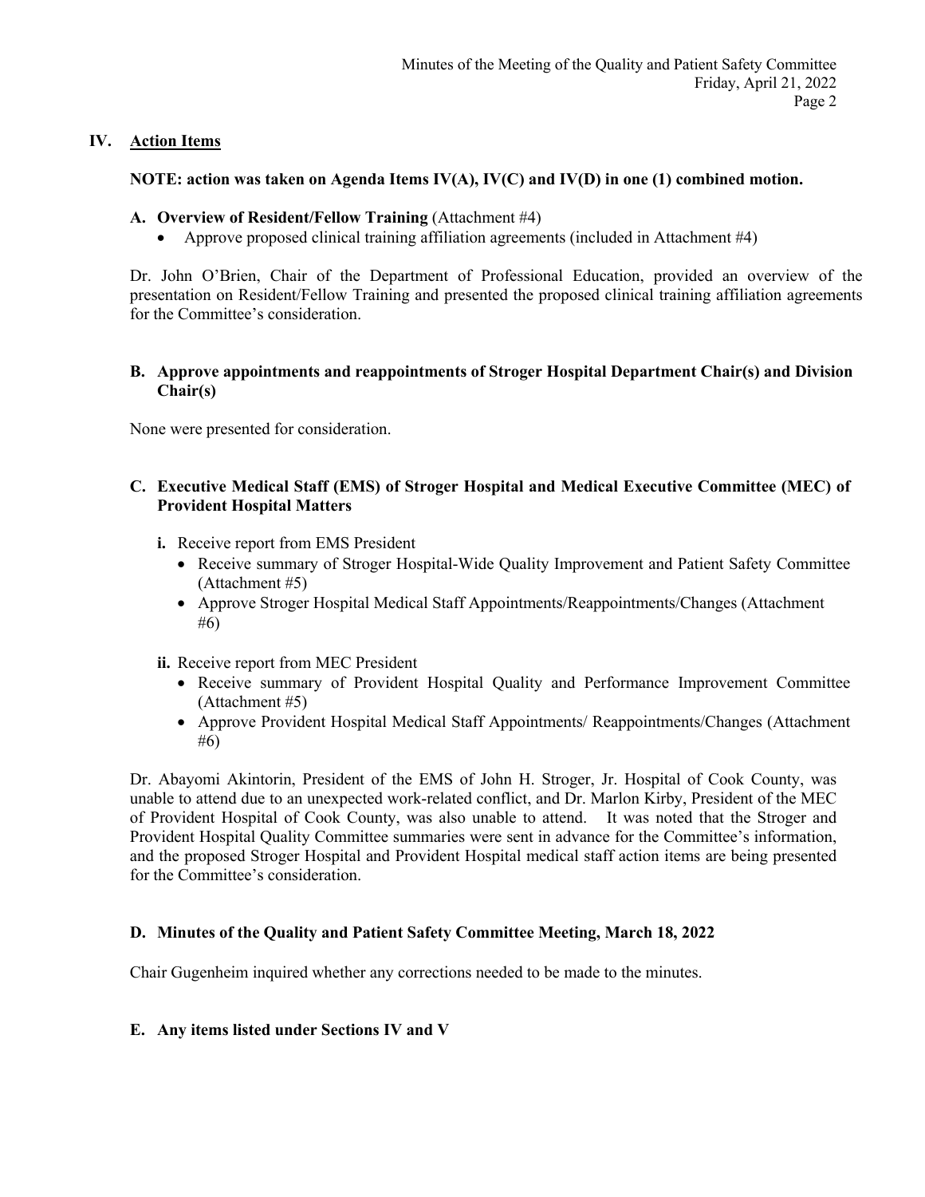## IV. Action Items

**NOTE: action was taken on Agenda Items IV(A), IV(C) and IV(D) in one (1) combined motion.**

### A. Overview of Resident/Fellow Training (Attachment #4)

- Approve proposed clinical training affiliation agreements (included in Attachment #4)

Dr. John O'Brien, Chair of the Department of Professional Education, provided an overview of the presentation on Resident/Fellow Training and presented the proposed clinical training affiliation agreements for the Committee's consideration.

### B. Approve appointments and reappointments of Stroger Hospital Department Chair(s) and Division Chair(s)

None were presented for consideration.

### C. Executive Medical Staff (EMS) of Stroger Hospital and Medical Executive Committee (MEC) of Provident Hospital Matters

**i.** Receive report from EMS President

- Receive summary of Stroger Hospital-Wide Quality Improvement and Patient Safety Committee (Attachment #5)
- Approve Stroger Hospital Medical Staff Appointments/Reappointments/Changes (Attachment #6)

**ii.** Receive report from MEC President

- Receive summary of Provident Hospital Quality and Performance Improvement Committee (Attachment #5)
- Approve Provident Hospital Medical Staff Appointments/ Reappointments/Changes (Attachment #6)

Dr. Abayomi Akintorin, President of the EMS of John H. Stroger, Jr. Hospital of Cook County, was unable to attend due to an unexpected work-related conflict, and Dr. Marlon Kirby, President of the MEC of Provident Hospital of Cook County, was also unable to attend. It was noted that the Stroger and Provident Hospital Quality Committee summaries were sent in advance for the Committee's information, and the proposed Stroger Hospital and Provident Hospital medical staff action items are being presented for the Committee's consideration.

### D. Minutes of the Quality and Patient Safety Committee Meeting, March 18, 2022

Chair Gugenheim inquired whether any corrections needed to be made to the minutes.

### E. Any items listed under Sections IV and V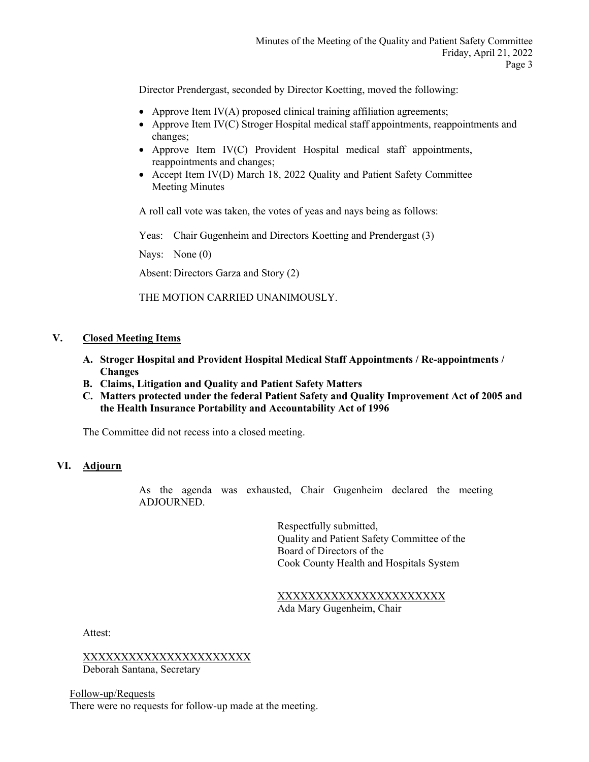Director Prendergast, seconded by Director Koetting, moved the following:

- Approve Item IV(A) proposed clinical training affiliation agreements;
- Approve Item IV(C) Stroger Hospital medical staff appointments, reappointments and changes;
- Approve Item IV(C) Provident Hospital medical staff appointments, reappointments and changes;
- Accept Item IV(D) March 18, 2022 Quality and Patient Safety Committee Meeting Minutes

A roll call vote was taken, the votes of yeas and nays being as follows:

Yeas: Chair Gugenheim and Directors Koetting and Prendergast (3)

Nays: None (0)

Absent: Directors Garza and Story (2)

THE MOTION CARRIED UNANIMOUSLY.

## V. Closed Meeting Items

**A. Stroger Hospital and Provident Hospital Medical Staff Appointments / Re-appointments / Changes**
**B. Claims, Litigation and Quality and Patient Safety Matters**
**C. Matters protected under the federal Patient Safety and Quality Improvement Act of 2005 and the Health Insurance Portability and Accountability Act of 1996**

The Committee did not recess into a closed meeting.

## VI. Adjourn

As the agenda was exhausted, Chair Gugenheim declared the meeting ADJOURNED.

Respectfully submitted,
Quality and Patient Safety Committee of the
Board of Directors of the
Cook County Health and Hospitals System

XXXXXXXXXXXXXXXXXXXXXX
Ada Mary Gugenheim, Chair

Attest:

XXXXXXXXXXXXXXXXXXXXXX
Deborah Santana, Secretary

Follow-up/Requests
There were no requests for follow-up made at the meeting.